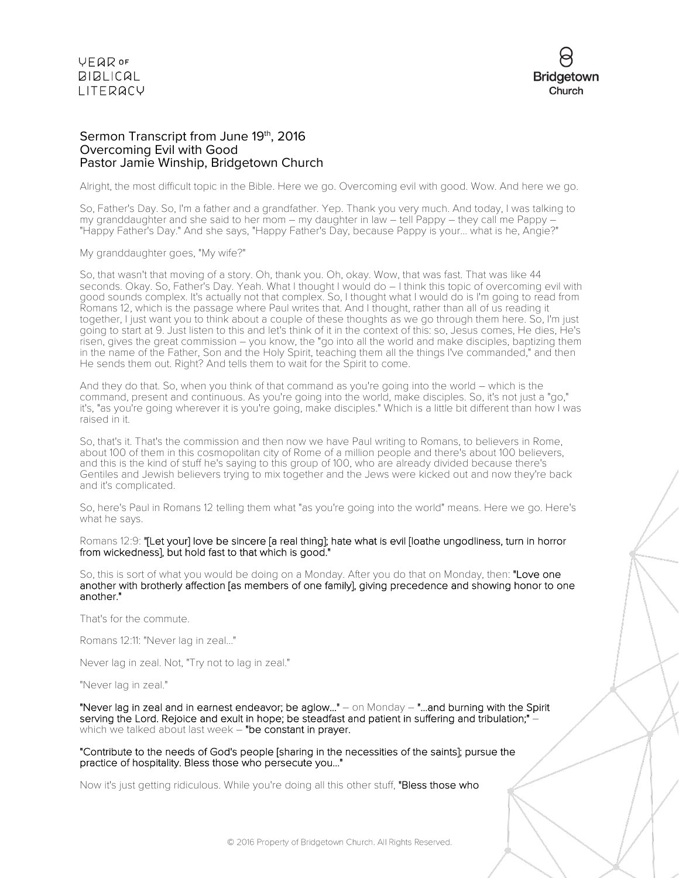## Sermon Transcript from June 19th, 2016
## Overcoming Evil with Good
## Pastor Jamie Winship, Bridgetown Church

Alright, the most difficult topic in the Bible. Here we go. Overcoming evil with good. Wow. And here we go.

So, Father's Day. So, I'm a father and a grandfather. Yep. Thank you very much. And today, I was talking to my granddaughter and she said to her mom – my daughter in law – tell Pappy – they call me Pappy – "Happy Father's Day." And she says, "Happy Father's Day, because Pappy is your… what is he, Angie?"

My granddaughter goes, "My wife?"

So, that wasn't that moving of a story. Oh, thank you. Oh, okay. Wow, that was fast. That was like 44 seconds. Okay. So, Father's Day. Yeah. What I thought I would do – I think this topic of overcoming evil with good sounds complex. It's actually not that complex. So, I thought what I would do is I'm going to read from Romans 12, which is the passage where Paul writes that. And I thought, rather than all of us reading it together, I just want you to think about a couple of these thoughts as we go through them here. So, I'm just going to start at 9. Just listen to this and let's think of it in the context of this: so, Jesus comes, He dies, He's risen, gives the great commission – you know, the "go into all the world and make disciples, baptizing them in the name of the Father, Son and the Holy Spirit, teaching them all the things I've commanded," and then He sends them out. Right? And tells them to wait for the Spirit to come.

And they do that. So, when you think of that command as you're going into the world – which is the command, present and continuous. As you're going into the world, make disciples. So, it's not just a "go," it's, "as you're going wherever it is you're going, make disciples." Which is a little bit different than how I was raised in it.

So, that's it. That's the commission and then now we have Paul writing to Romans, to believers in Rome, about 100 of them in this cosmopolitan city of Rome of a million people and there's about 100 believers, and this is the kind of stuff he's saying to this group of 100, who are already divided because there's Gentiles and Jewish believers trying to mix together and the Jews were kicked out and now they're back and it's complicated.

So, here's Paul in Romans 12 telling them what "as you're going into the world" means. Here we go. Here's what he says.

Romans 12:9: **"[Let your] love be sincere [a real thing]; hate what is evil [loathe ungodliness, turn in horror from wickedness], but hold fast to that which is good."**

So, this is sort of what you would be doing on a Monday. After you do that on Monday, then: **"Love one another with brotherly affection [as members of one family], giving precedence and showing honor to one another."**

That's for the commute.

Romans 12:11: "Never lag in zeal…"

Never lag in zeal. Not, "Try not to lag in zeal."

"Never lag in zeal."

**"Never lag in zeal and in earnest endeavor; be aglow…"** – on Monday – **"…and burning with the Spirit serving the Lord. Rejoice and exult in hope; be steadfast and patient in suffering and tribulation;"** – which we talked about last week – **"be constant in prayer.**

**"Contribute to the needs of God's people [sharing in the necessities of the saints]; pursue the practice of hospitality. Bless those who persecute you…"**

Now it's just getting ridiculous. While you're doing all this other stuff, **"Bless those who**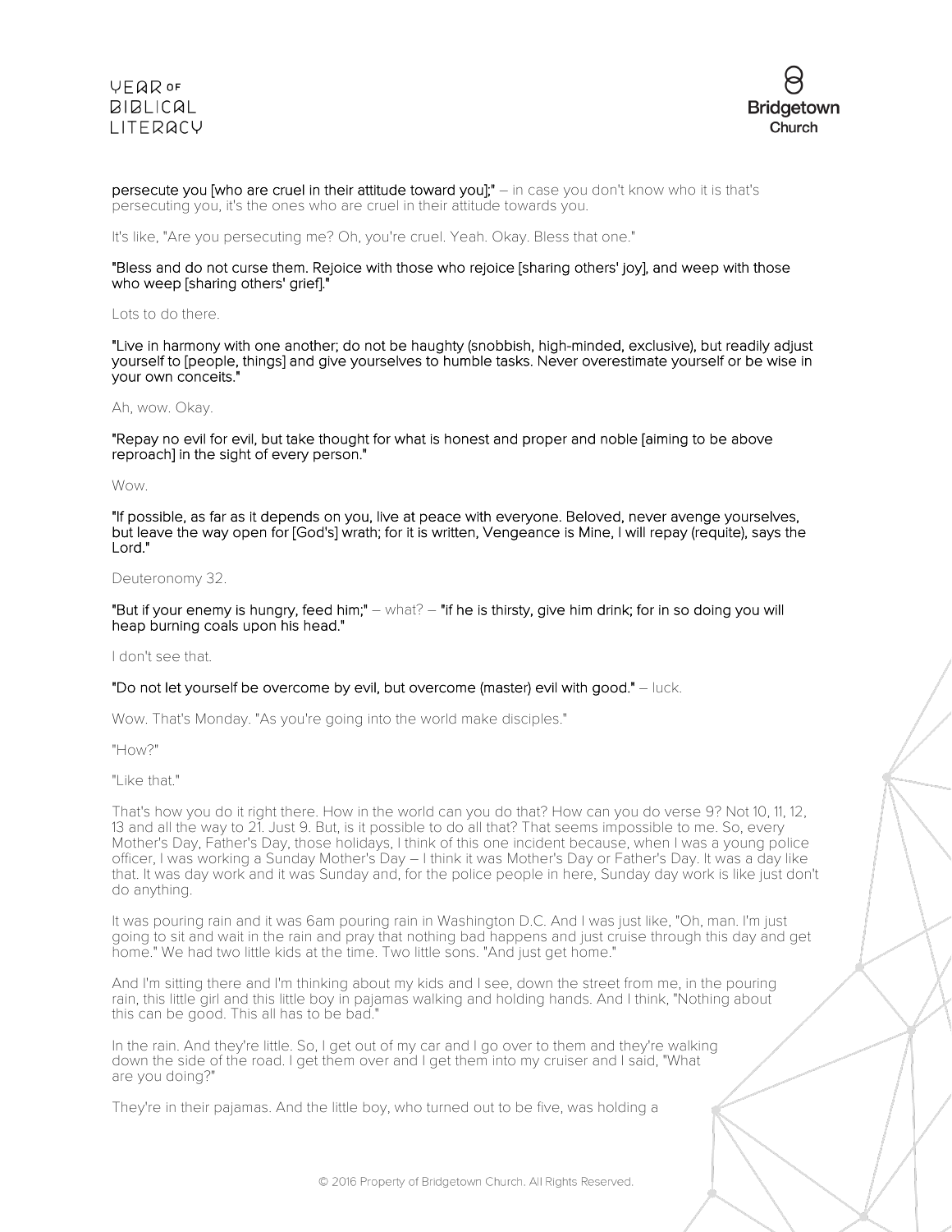**persecute you [who are cruel in their attitude toward you];"** – in case you don't know who it is that's persecuting you, it's the ones who are cruel in their attitude towards you.

It's like, "Are you persecuting me? Oh, you're cruel. Yeah. Okay. Bless that one."

**"Bless and do not curse them. Rejoice with those who rejoice [sharing others' joy], and weep with those who weep [sharing others' grief]."**

Lots to do there.

**"Live in harmony with one another; do not be haughty (snobbish, high-minded, exclusive), but readily adjust yourself to [people, things] and give yourselves to humble tasks. Never overestimate yourself or be wise in your own conceits."**

Ah, wow. Okay.

**"Repay no evil for evil, but take thought for what is honest and proper and noble [aiming to be above reproach] in the sight of every person."**

Wow.

**"If possible, as far as it depends on you, live at peace with everyone. Beloved, never avenge yourselves, but leave the way open for [God's] wrath; for it is written, Vengeance is Mine, I will repay (requite), says the Lord."**

Deuteronomy 32.

**"But if your enemy is hungry, feed him;"** – what? – **"if he is thirsty, give him drink; for in so doing you will heap burning coals upon his head."**

I don't see that.

**"Do not let yourself be overcome by evil, but overcome (master) evil with good."** – luck.

Wow. That's Monday. "As you're going into the world make disciples."

"How?"

"Like that."

That's how you do it right there. How in the world can you do that? How can you do verse 9? Not 10, 11, 12, 13 and all the way to 21. Just 9. But, is it possible to do all that? That seems impossible to me. So, every Mother's Day, Father's Day, those holidays, I think of this one incident because, when I was a young police officer, I was working a Sunday Mother's Day – I think it was Mother's Day or Father's Day. It was a day like that. It was day work and it was Sunday and, for the police people in here, Sunday day work is like just don't do anything.

It was pouring rain and it was 6am pouring rain in Washington D.C. And I was just like, "Oh, man. I'm just going to sit and wait in the rain and pray that nothing bad happens and just cruise through this day and get home." We had two little kids at the time. Two little sons. "And just get home."

And I'm sitting there and I'm thinking about my kids and I see, down the street from me, in the pouring rain, this little girl and this little boy in pajamas walking and holding hands. And I think, "Nothing about this can be good. This all has to be bad."

In the rain. And they're little. So, I get out of my car and I go over to them and they're walking down the side of the road. I get them over and I get them into my cruiser and I said, "What are you doing?"

They're in their pajamas. And the little boy, who turned out to be five, was holding a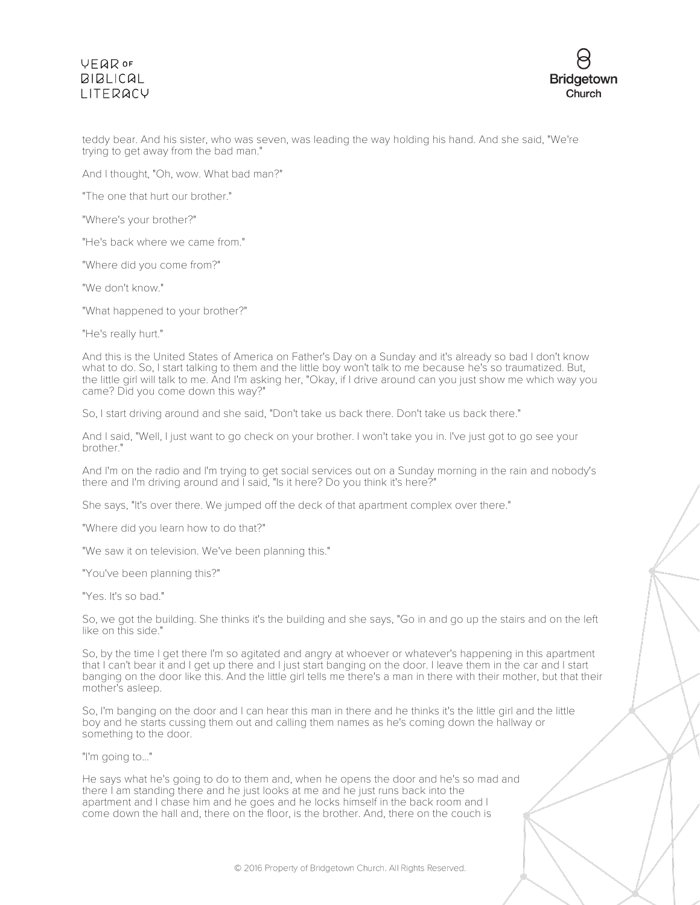teddy bear. And his sister, who was seven, was leading the way holding his hand. And she said, "We're trying to get away from the bad man."

And I thought, "Oh, wow. What bad man?"

"The one that hurt our brother."

"Where's your brother?"

"He's back where we came from."

"Where did you come from?"

"We don't know."

"What happened to your brother?"

"He's really hurt."

And this is the United States of America on Father's Day on a Sunday and it's already so bad I don't know what to do. So, I start talking to them and the little boy won't talk to me because he's so traumatized. But, the little girl will talk to me. And I'm asking her, "Okay, if I drive around can you just show me which way you came? Did you come down this way?"

So, I start driving around and she said, "Don't take us back there. Don't take us back there."

And I said, "Well, I just want to go check on your brother. I won't take you in. I've just got to go see your brother."

And I'm on the radio and I'm trying to get social services out on a Sunday morning in the rain and nobody's there and I'm driving around and I said, "Is it here? Do you think it's here?"

She says, "It's over there. We jumped off the deck of that apartment complex over there."

"Where did you learn how to do that?"

"We saw it on television. We've been planning this."

"You've been planning this?"

"Yes. It's so bad."

So, we got the building. She thinks it's the building and she says, "Go in and go up the stairs and on the left like on this side."

So, by the time I get there I'm so agitated and angry at whoever or whatever's happening in this apartment that I can't bear it and I get up there and I just start banging on the door. I leave them in the car and I start banging on the door like this. And the little girl tells me there's a man in there with their mother, but that their mother's asleep.

So, I'm banging on the door and I can hear this man in there and he thinks it's the little girl and the little boy and he starts cussing them out and calling them names as he's coming down the hallway or something to the door.

"I'm going to..."

He says what he's going to do to them and, when he opens the door and he's so mad and there I am standing there and he just looks at me and he just runs back into the apartment and I chase him and he goes and he locks himself in the back room and I come down the hall and, there on the floor, is the brother. And, there on the couch is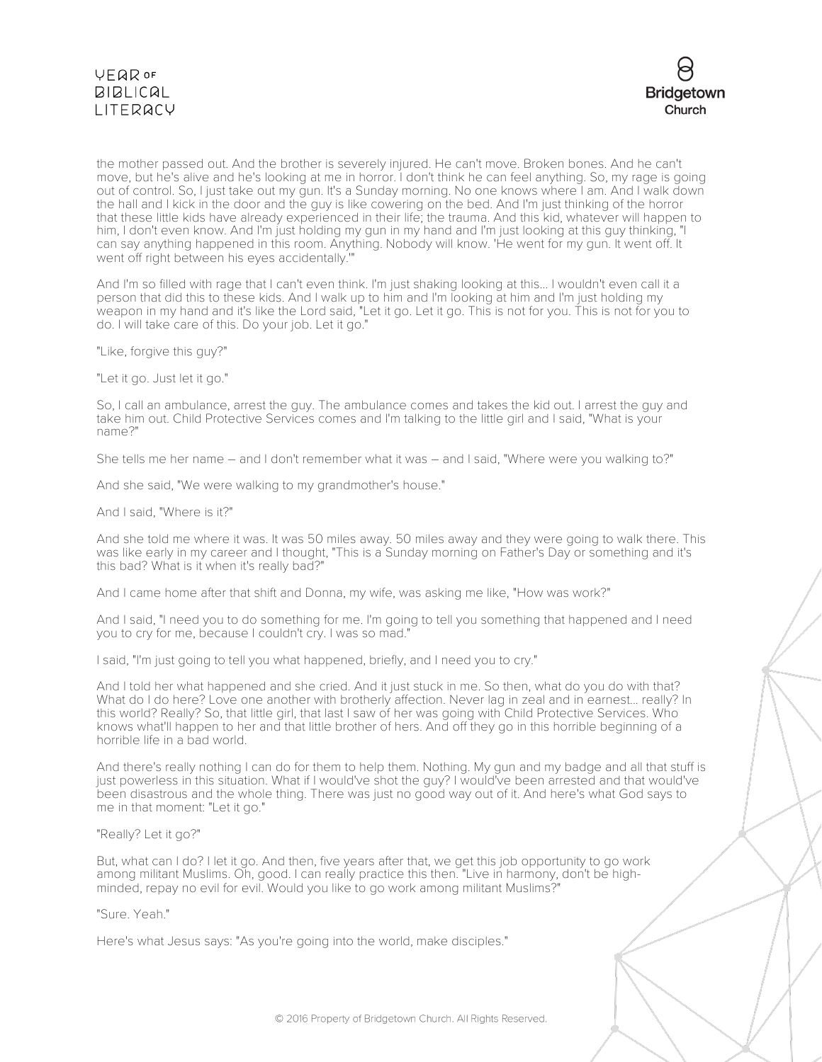the mother passed out. And the brother is severely injured. He can't move. Broken bones. And he can't move, but he's alive and he's looking at me in horror. I don't think he can feel anything. So, my rage is going out of control. So, I just take out my gun. It's a Sunday morning. No one knows where I am. And I walk down the hall and I kick in the door and the guy is like cowering on the bed. And I'm just thinking of the horror that these little kids have already experienced in their life; the trauma. And this kid, whatever will happen to him, I don't even know. And I'm just holding my gun in my hand and I'm just looking at this guy thinking, "I can say anything happened in this room. Anything. Nobody will know. 'He went for my gun. It went off. It went off right between his eyes accidentally.'"

And I'm so filled with rage that I can't even think. I'm just shaking looking at this... I wouldn't even call it a person that did this to these kids. And I walk up to him and I'm looking at him and I'm just holding my weapon in my hand and it's like the Lord said, "Let it go. Let it go. This is not for you. This is not for you to do. I will take care of this. Do your job. Let it go."

"Like, forgive this guy?"

"Let it go. Just let it go."

So, I call an ambulance, arrest the guy. The ambulance comes and takes the kid out. I arrest the guy and take him out. Child Protective Services comes and I'm talking to the little girl and I said, "What is your name?"

She tells me her name – and I don't remember what it was – and I said, "Where were you walking to?"

And she said, "We were walking to my grandmother's house."

And I said, "Where is it?"

And she told me where it was. It was 50 miles away. 50 miles away and they were going to walk there. This was like early in my career and I thought, "This is a Sunday morning on Father's Day or something and it's this bad? What is it when it's really bad?"

And I came home after that shift and Donna, my wife, was asking me like, "How was work?"

And I said, "I need you to do something for me. I'm going to tell you something that happened and I need you to cry for me, because I couldn't cry. I was so mad."

I said, "I'm just going to tell you what happened, briefly, and I need you to cry."

And I told her what happened and she cried. And it just stuck in me. So then, what do you do with that? What do I do here? Love one another with brotherly affection. Never lag in zeal and in earnest... really? In this world? Really? So, that little girl, that last I saw of her was going with Child Protective Services. Who knows what'll happen to her and that little brother of hers. And off they go in this horrible beginning of a horrible life in a bad world.

And there's really nothing I can do for them to help them. Nothing. My gun and my badge and all that stuff is just powerless in this situation. What if I would've shot the guy? I would've been arrested and that would've been disastrous and the whole thing. There was just no good way out of it. And here's what God says to me in that moment: "Let it go."

"Really? Let it go?"

But, what can I do? I let it go. And then, five years after that, we get this job opportunity to go work among militant Muslims. Oh, good. I can really practice this then. "Live in harmony, don't be high-minded, repay no evil for evil. Would you like to go work among militant Muslims?"

"Sure. Yeah."

Here's what Jesus says: "As you're going into the world, make disciples."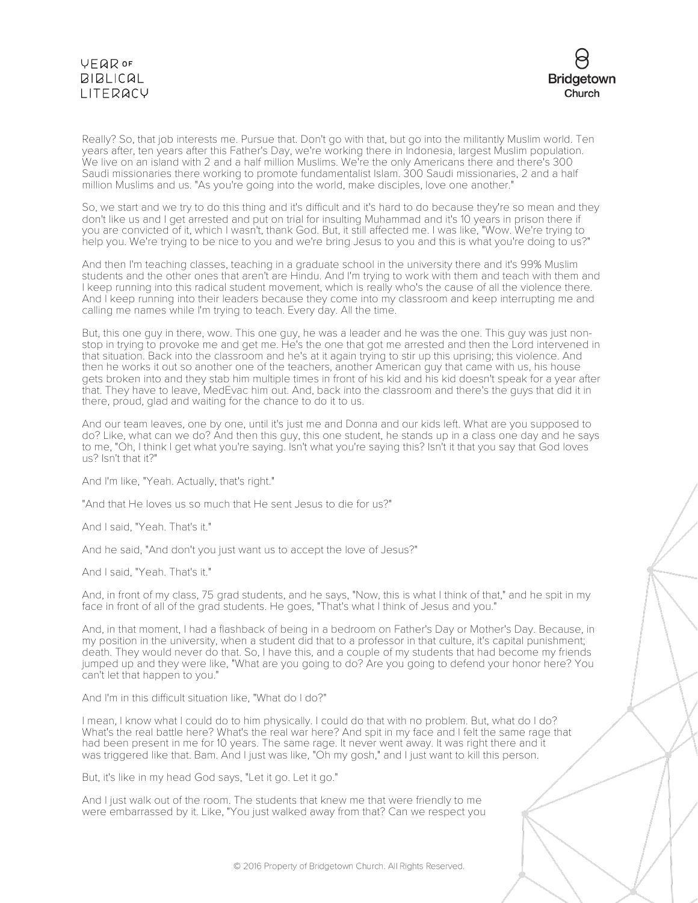Really? So, that job interests me. Pursue that. Don't go with that, but go into the militantly Muslim world. Ten years after, ten years after this Father's Day, we're working there in Indonesia, largest Muslim population. We live on an island with 2 and a half million Muslims. We're the only Americans there and there's 300 Saudi missionaries there working to promote fundamentalist Islam. 300 Saudi missionaries, 2 and a half million Muslims and us. "As you're going into the world, make disciples, love one another."

So, we start and we try to do this thing and it's difficult and it's hard to do because they're so mean and they don't like us and I get arrested and put on trial for insulting Muhammad and it's 10 years in prison there if you are convicted of it, which I wasn't, thank God. But, it still affected me. I was like, "Wow. We're trying to help you. We're trying to be nice to you and we're bring Jesus to you and this is what you're doing to us?"

And then I'm teaching classes, teaching in a graduate school in the university there and it's 99% Muslim students and the other ones that aren't are Hindu. And I'm trying to work with them and teach with them and I keep running into this radical student movement, which is really who's the cause of all the violence there. And I keep running into their leaders because they come into my classroom and keep interrupting me and calling me names while I'm trying to teach. Every day. All the time.

But, this one guy in there, wow. This one guy, he was a leader and he was the one. This guy was just non-stop in trying to provoke me and get me. He's the one that got me arrested and then the Lord intervened in that situation. Back into the classroom and he's at it again trying to stir up this uprising; this violence. And then he works it out so another one of the teachers, another American guy that came with us, his house gets broken into and they stab him multiple times in front of his kid and his kid doesn't speak for a year after that. They have to leave, MedEvac him out. And, back into the classroom and there's the guys that did it in there, proud, glad and waiting for the chance to do it to us.

And our team leaves, one by one, until it's just me and Donna and our kids left. What are you supposed to do? Like, what can we do? And then this guy, this one student, he stands up in a class one day and he says to me, "Oh, I think I get what you're saying. Isn't what you're saying this? Isn't it that you say that God loves us? Isn't that it?"

And I'm like, "Yeah. Actually, that's right."

"And that He loves us so much that He sent Jesus to die for us?"

And I said, "Yeah. That's it."

And he said, "And don't you just want us to accept the love of Jesus?"

And I said, "Yeah. That's it."

And, in front of my class, 75 grad students, and he says, "Now, this is what I think of that," and he spit in my face in front of all of the grad students. He goes, "That's what I think of Jesus and you."

And, in that moment, I had a flashback of being in a bedroom on Father's Day or Mother's Day. Because, in my position in the university, when a student did that to a professor in that culture, it's capital punishment; death. They would never do that. So, I have this, and a couple of my students that had become my friends jumped up and they were like, "What are you going to do? Are you going to defend your honor here? You can't let that happen to you."

And I'm in this difficult situation like, "What do I do?"

I mean, I know what I could do to him physically. I could do that with no problem. But, what do I do? What's the real battle here? What's the real war here? And spit in my face and I felt the same rage that had been present in me for 10 years. The same rage. It never went away. It was right there and it was triggered like that. Bam. And I just was like, "Oh my gosh," and I just want to kill this person.

But, it's like in my head God says, "Let it go. Let it go."

And I just walk out of the room. The students that knew me that were friendly to me were embarrassed by it. Like, "You just walked away from that? Can we respect you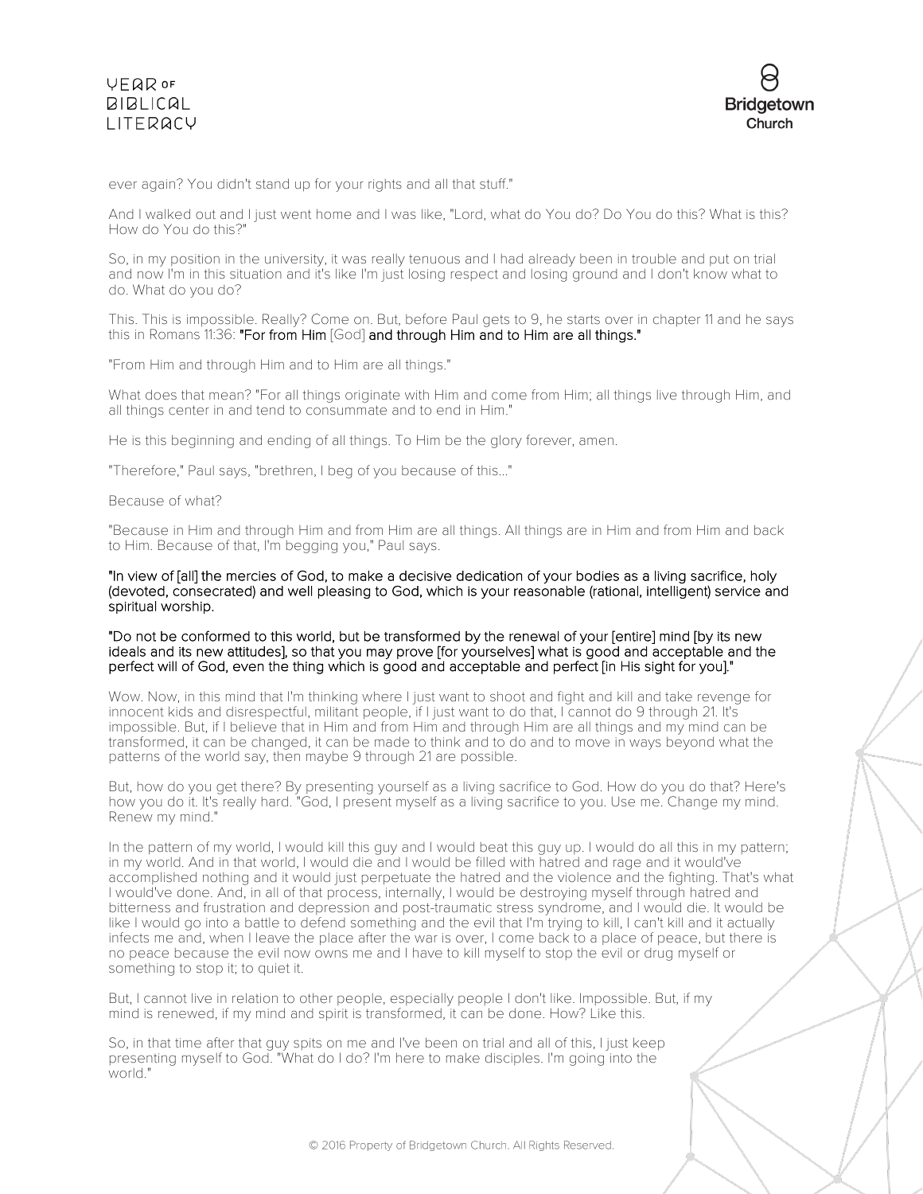ever again? You didn't stand up for your rights and all that stuff."

And I walked out and I just went home and I was like, "Lord, what do You do? Do You do this? What is this? How do You do this?"

So, in my position in the university, it was really tenuous and I had already been in trouble and put on trial and now I'm in this situation and it's like I'm just losing respect and losing ground and I don't know what to do. What do you do?

This. This is impossible. Really? Come on. But, before Paul gets to 9, he starts over in chapter 11 and he says this in Romans 11:36: **"For from Him** [God] **and through Him and to Him are all things."**

"From Him and through Him and to Him are all things."

What does that mean? "For all things originate with Him and come from Him; all things live through Him, and all things center in and tend to consummate and to end in Him."

He is this beginning and ending of all things. To Him be the glory forever, amen.

"Therefore," Paul says, "brethren, I beg of you because of this..."

Because of what?

"Because in Him and through Him and from Him are all things. All things are in Him and from Him and back to Him. Because of that, I'm begging you," Paul says.

**"In view of [all] the mercies of God, to make a decisive dedication of your bodies as a living sacrifice, holy (devoted, consecrated) and well pleasing to God, which is your reasonable (rational, intelligent) service and spiritual worship.**

**"Do not be conformed to this world, but be transformed by the renewal of your [entire] mind [by its new ideals and its new attitudes], so that you may prove [for yourselves] what is good and acceptable and the perfect will of God, even the thing which is good and acceptable and perfect [in His sight for you]."**

Wow. Now, in this mind that I'm thinking where I just want to shoot and fight and kill and take revenge for innocent kids and disrespectful, militant people, if I just want to do that, I cannot do 9 through 21. It's impossible. But, if I believe that in Him and from Him and through Him are all things and my mind can be transformed, it can be changed, it can be made to think and to do and to move in ways beyond what the patterns of the world say, then maybe 9 through 21 are possible.

But, how do you get there? By presenting yourself as a living sacrifice to God. How do you do that? Here's how you do it. It's really hard. "God, I present myself as a living sacrifice to you. Use me. Change my mind. Renew my mind."

In the pattern of my world, I would kill this guy and I would beat this guy up. I would do all this in my pattern; in my world. And in that world, I would die and I would be filled with hatred and rage and it would've accomplished nothing and it would just perpetuate the hatred and the violence and the fighting. That's what I would've done. And, in all of that process, internally, I would be destroying myself through hatred and bitterness and frustration and depression and post-traumatic stress syndrome, and I would die. It would be like I would go into a battle to defend something and the evil that I'm trying to kill, I can't kill and it actually infects me and, when I leave the place after the war is over, I come back to a place of peace, but there is no peace because the evil now owns me and I have to kill myself to stop the evil or drug myself or something to stop it; to quiet it.

But, I cannot live in relation to other people, especially people I don't like. Impossible. But, if my mind is renewed, if my mind and spirit is transformed, it can be done. How? Like this.

So, in that time after that guy spits on me and I've been on trial and all of this, I just keep presenting myself to God. "What do I do? I'm here to make disciples. I'm going into the world."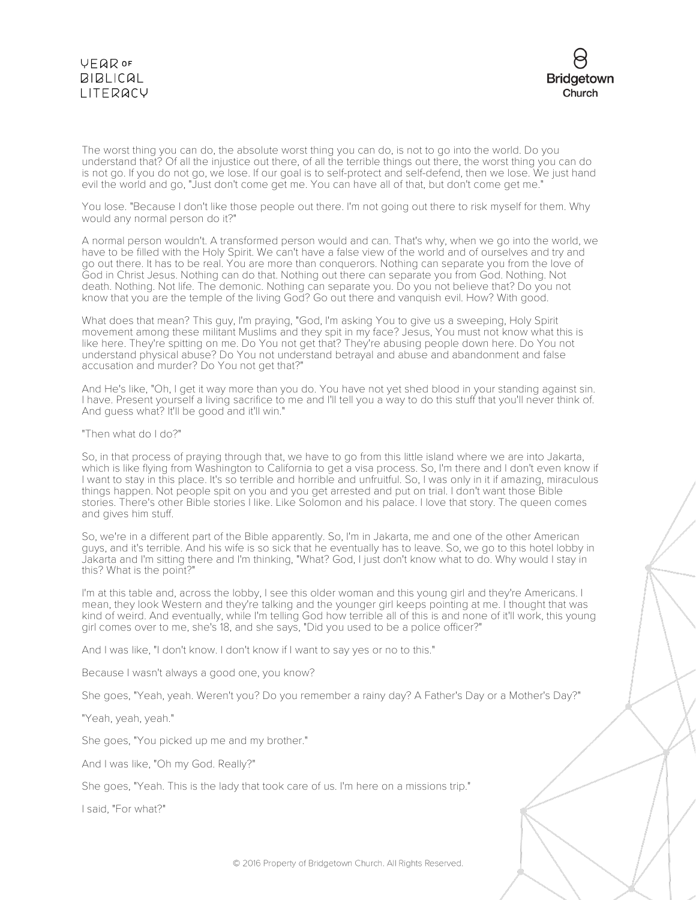The worst thing you can do, the absolute worst thing you can do, is not to go into the world. Do you understand that? Of all the injustice out there, of all the terrible things out there, the worst thing you can do is not go. If you do not go, we lose. If our goal is to self-protect and self-defend, then we lose. We just hand evil the world and go, "Just don't come get me. You can have all of that, but don't come get me."

You lose. "Because I don't like those people out there. I'm not going out there to risk myself for them. Why would any normal person do it?"

A normal person wouldn't. A transformed person would and can. That's why, when we go into the world, we have to be filled with the Holy Spirit. We can't have a false view of the world and of ourselves and try and go out there. It has to be real. You are more than conquerors. Nothing can separate you from the love of God in Christ Jesus. Nothing can do that. Nothing out there can separate you from God. Nothing. Not death. Nothing. Not life. The demonic. Nothing can separate you. Do you not believe that? Do you not know that you are the temple of the living God? Go out there and vanquish evil. How? With good.

What does that mean? This guy, I'm praying, "God, I'm asking You to give us a sweeping, Holy Spirit movement among these militant Muslims and they spit in my face? Jesus, You must not know what this is like here. They're spitting on me. Do You not get that? They're abusing people down here. Do You not understand physical abuse? Do You not understand betrayal and abuse and abandonment and false accusation and murder? Do You not get that?"

And He's like, "Oh, I get it way more than you do. You have not yet shed blood in your standing against sin. I have. Present yourself a living sacrifice to me and I'll tell you a way to do this stuff that you'll never think of. And guess what? It'll be good and it'll win."

"Then what do I do?"

So, in that process of praying through that, we have to go from this little island where we are into Jakarta, which is like flying from Washington to California to get a visa process. So, I'm there and I don't even know if I want to stay in this place. It's so terrible and horrible and unfruitful. So, I was only in it if amazing, miraculous things happen. Not people spit on you and you get arrested and put on trial. I don't want those Bible stories. There's other Bible stories I like. Like Solomon and his palace. I love that story. The queen comes and gives him stuff.

So, we're in a different part of the Bible apparently. So, I'm in Jakarta, me and one of the other American guys, and it's terrible. And his wife is so sick that he eventually has to leave. So, we go to this hotel lobby in Jakarta and I'm sitting there and I'm thinking, "What? God, I just don't know what to do. Why would I stay in this? What is the point?"

I'm at this table and, across the lobby, I see this older woman and this young girl and they're Americans. I mean, they look Western and they're talking and the younger girl keeps pointing at me. I thought that was kind of weird. And eventually, while I'm telling God how terrible all of this is and none of it'll work, this young girl comes over to me, she's 18, and she says, "Did you used to be a police officer?"

And I was like, "I don't know. I don't know if I want to say yes or no to this."

Because I wasn't always a good one, you know?

She goes, "Yeah, yeah. Weren't you? Do you remember a rainy day? A Father's Day or a Mother's Day?"

"Yeah, yeah, yeah."

She goes, "You picked up me and my brother."

And I was like, "Oh my God. Really?"

She goes, "Yeah. This is the lady that took care of us. I'm here on a missions trip."

I said, "For what?"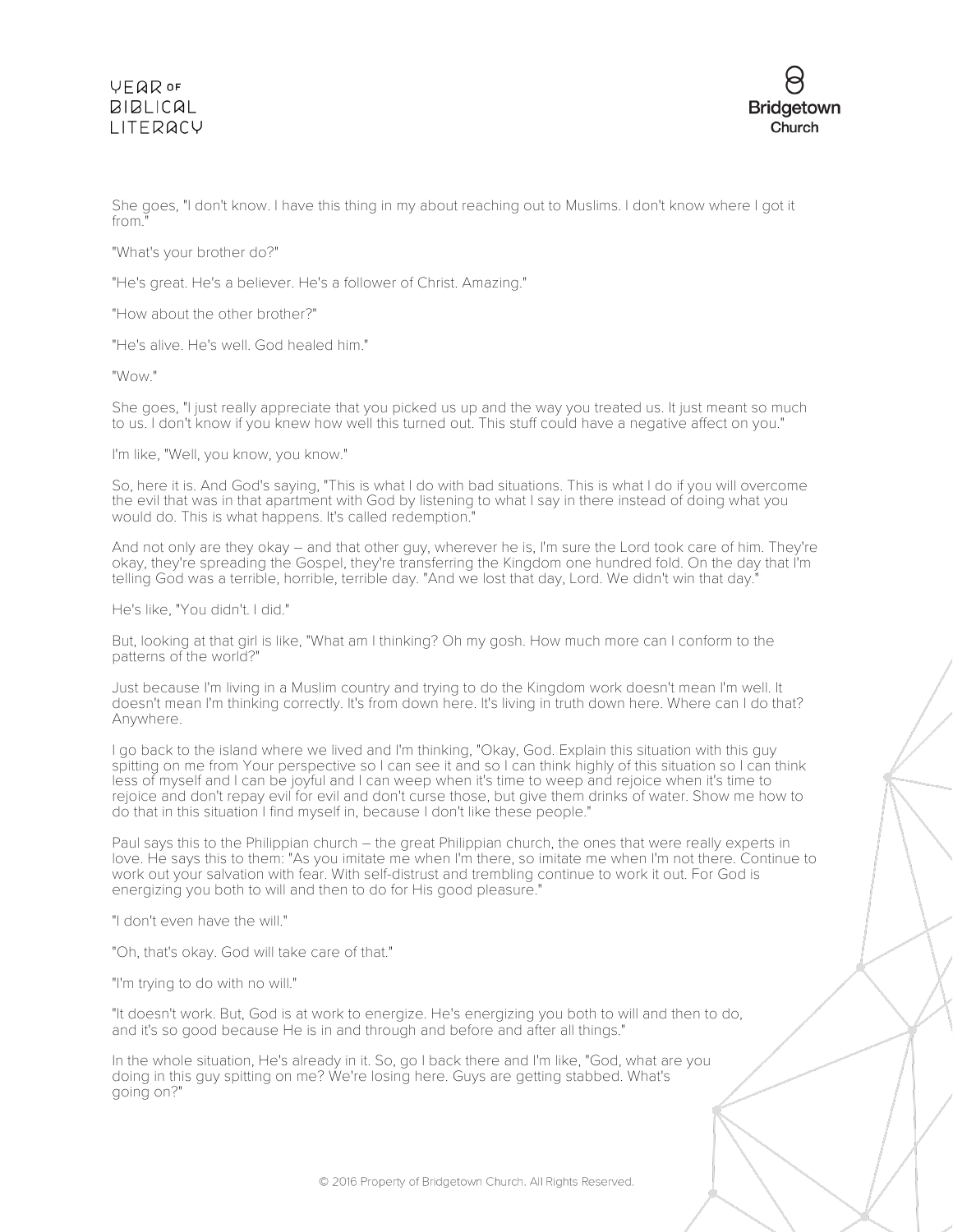She goes, "I don't know. I have this thing in my about reaching out to Muslims. I don't know where I got it from."

"What's your brother do?"

"He's great. He's a believer. He's a follower of Christ. Amazing."

"How about the other brother?"

"He's alive. He's well. God healed him."

"Wow."

She goes, "I just really appreciate that you picked us up and the way you treated us. It just meant so much to us. I don't know if you knew how well this turned out. This stuff could have a negative affect on you."

I'm like, "Well, you know, you know."

So, here it is. And God's saying, "This is what I do with bad situations. This is what I do if you will overcome the evil that was in that apartment with God by listening to what I say in there instead of doing what you would do. This is what happens. It's called redemption."

And not only are they okay – and that other guy, wherever he is, I'm sure the Lord took care of him. They're okay, they're spreading the Gospel, they're transferring the Kingdom one hundred fold. On the day that I'm telling God was a terrible, horrible, terrible day. "And we lost that day, Lord. We didn't win that day."

He's like, "You didn't. I did."

But, looking at that girl is like, "What am I thinking? Oh my gosh. How much more can I conform to the patterns of the world?"

Just because I'm living in a Muslim country and trying to do the Kingdom work doesn't mean I'm well. It doesn't mean I'm thinking correctly. It's from down here. It's living in truth down here. Where can I do that? Anywhere.

I go back to the island where we lived and I'm thinking, "Okay, God. Explain this situation with this guy spitting on me from Your perspective so I can see it and so I can think highly of this situation so I can think less of myself and I can be joyful and I can weep when it's time to weep and rejoice when it's time to rejoice and don't repay evil for evil and don't curse those, but give them drinks of water. Show me how to do that in this situation I find myself in, because I don't like these people."

Paul says this to the Philippian church – the great Philippian church, the ones that were really experts in love. He says this to them: "As you imitate me when I'm there, so imitate me when I'm not there. Continue to work out your salvation with fear. With self-distrust and trembling continue to work it out. For God is energizing you both to will and then to do for His good pleasure."

"I don't even have the will."

"Oh, that's okay. God will take care of that."

"I'm trying to do with no will."

"It doesn't work. But, God is at work to energize. He's energizing you both to will and then to do, and it's so good because He is in and through and before and after all things."

In the whole situation, He's already in it. So, go I back there and I'm like, "God, what are you doing in this guy spitting on me? We're losing here. Guys are getting stabbed. What's going on?"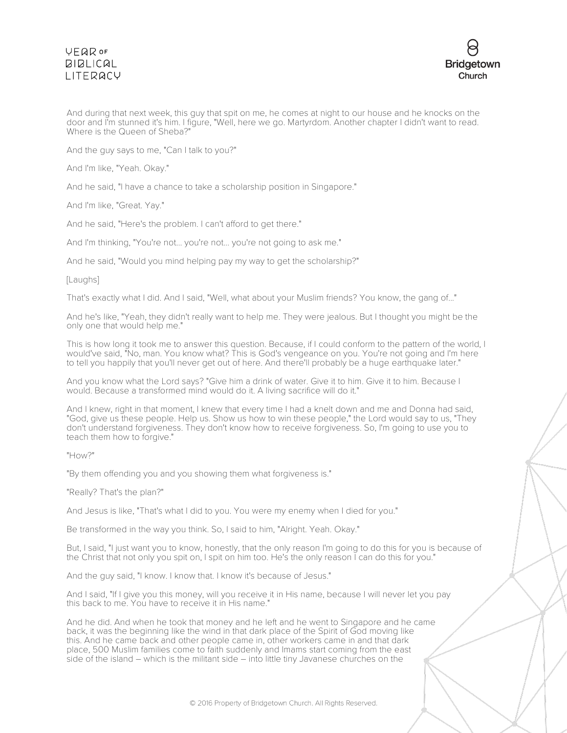And during that next week, this guy that spit on me, he comes at night to our house and he knocks on the door and I'm stunned it's him. I figure, "Well, here we go. Martyrdom. Another chapter I didn't want to read. Where is the Queen of Sheba?"

And the guy says to me, "Can I talk to you?"

And I'm like, "Yeah. Okay."

And he said, "I have a chance to take a scholarship position in Singapore."

And I'm like, "Great. Yay."

And he said, "Here's the problem. I can't afford to get there."

And I'm thinking, "You're not… you're not… you're not going to ask me."

And he said, "Would you mind helping pay my way to get the scholarship?"

[Laughs]

That's exactly what I did. And I said, "Well, what about your Muslim friends? You know, the gang of…"

And he's like, "Yeah, they didn't really want to help me. They were jealous. But I thought you might be the only one that would help me."

This is how long it took me to answer this question. Because, if I could conform to the pattern of the world, I would've said, "No, man. You know what? This is God's vengeance on you. You're not going and I'm here to tell you happily that you'll never get out of here. And there'll probably be a huge earthquake later."

And you know what the Lord says? "Give him a drink of water. Give it to him. Give it to him. Because I would. Because a transformed mind would do it. A living sacrifice will do it."

And I knew, right in that moment, I knew that every time I had a knelt down and me and Donna had said, "God, give us these people. Help us. Show us how to win these people," the Lord would say to us, "They don't understand forgiveness. They don't know how to receive forgiveness. So, I'm going to use you to teach them how to forgive."

"How?"

"By them offending you and you showing them what forgiveness is."

"Really? That's the plan?"

And Jesus is like, "That's what I did to you. You were my enemy when I died for you."

Be transformed in the way you think. So, I said to him, "Alright. Yeah. Okay."

But, I said, "I just want you to know, honestly, that the only reason I'm going to do this for you is because of the Christ that not only you spit on, I spit on him too. He's the only reason I can do this for you."

And the guy said, "I know. I know that. I know it's because of Jesus."

And I said, "If I give you this money, will you receive it in His name, because I will never let you pay this back to me. You have to receive it in His name."

And he did. And when he took that money and he left and he went to Singapore and he came back, it was the beginning like the wind in that dark place of the Spirit of God moving like this. And he came back and other people came in, other workers came in and that dark place, 500 Muslim families come to faith suddenly and Imams start coming from the east side of the island – which is the militant side – into little tiny Javanese churches on the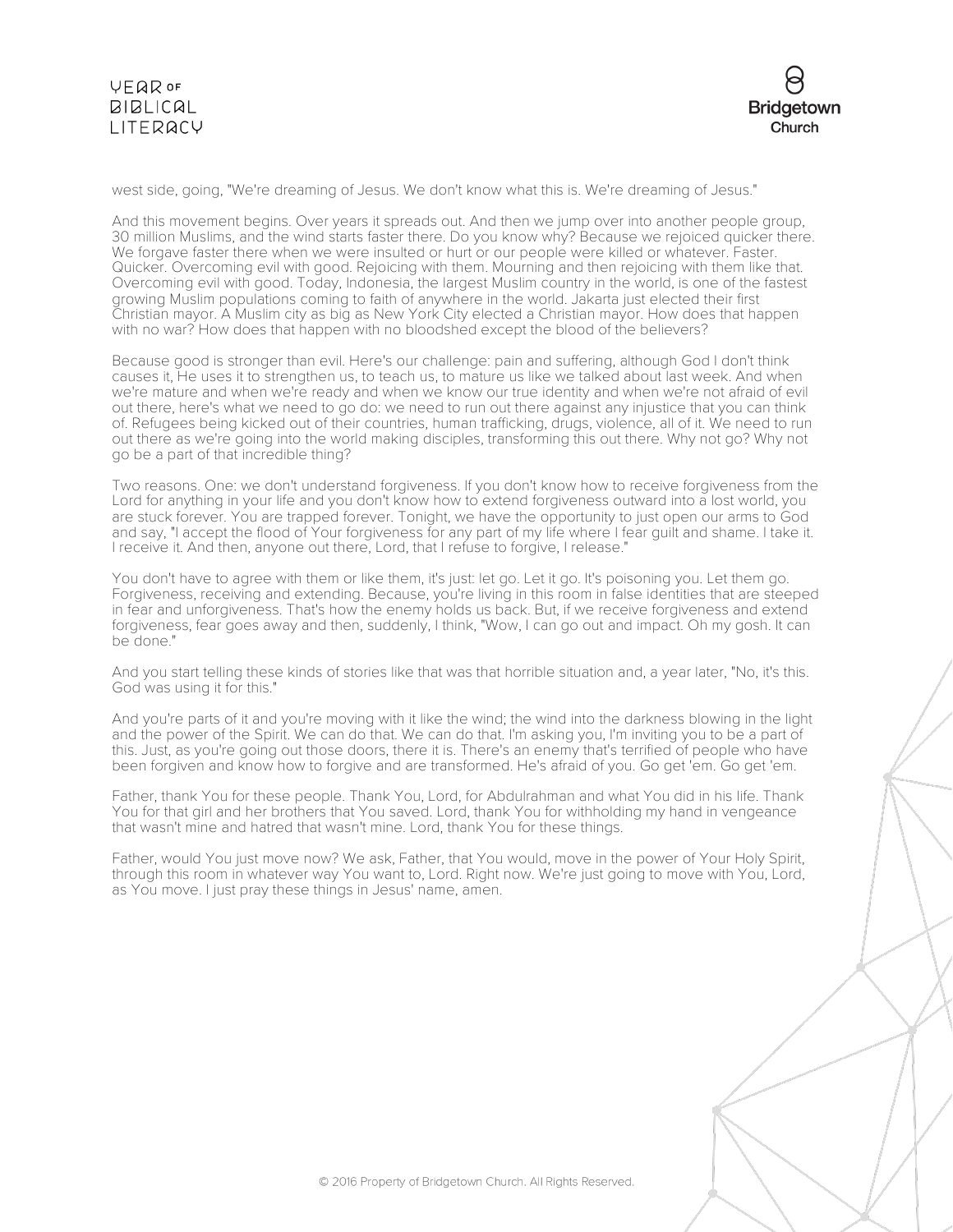west side, going, "We're dreaming of Jesus. We don't know what this is. We're dreaming of Jesus."

And this movement begins. Over years it spreads out. And then we jump over into another people group, 30 million Muslims, and the wind starts faster there. Do you know why? Because we rejoiced quicker there. We forgave faster there when we were insulted or hurt or our people were killed or whatever. Faster. Quicker. Overcoming evil with good. Rejoicing with them. Mourning and then rejoicing with them like that. Overcoming evil with good. Today, Indonesia, the largest Muslim country in the world, is one of the fastest growing Muslim populations coming to faith of anywhere in the world. Jakarta just elected their first Christian mayor. A Muslim city as big as New York City elected a Christian mayor. How does that happen with no war? How does that happen with no bloodshed except the blood of the believers?

Because good is stronger than evil. Here's our challenge: pain and suffering, although God I don't think causes it, He uses it to strengthen us, to teach us, to mature us like we talked about last week. And when we're mature and when we're ready and when we know our true identity and when we're not afraid of evil out there, here's what we need to go do: we need to run out there against any injustice that you can think of. Refugees being kicked out of their countries, human trafficking, drugs, violence, all of it. We need to run out there as we're going into the world making disciples, transforming this out there. Why not go? Why not go be a part of that incredible thing?

Two reasons. One: we don't understand forgiveness. If you don't know how to receive forgiveness from the Lord for anything in your life and you don't know how to extend forgiveness outward into a lost world, you are stuck forever. You are trapped forever. Tonight, we have the opportunity to just open our arms to God and say, "I accept the flood of Your forgiveness for any part of my life where I fear guilt and shame. I take it. I receive it. And then, anyone out there, Lord, that I refuse to forgive, I release."

You don't have to agree with them or like them, it's just: let go. Let it go. It's poisoning you. Let them go. Forgiveness, receiving and extending. Because, you're living in this room in false identities that are steeped in fear and unforgiveness. That's how the enemy holds us back. But, if we receive forgiveness and extend forgiveness, fear goes away and then, suddenly, I think, "Wow, I can go out and impact. Oh my gosh. It can be done."

And you start telling these kinds of stories like that was that horrible situation and, a year later, "No, it's this. God was using it for this."

And you're parts of it and you're moving with it like the wind; the wind into the darkness blowing in the light and the power of the Spirit. We can do that. We can do that. I'm asking you, I'm inviting you to be a part of this. Just, as you're going out those doors, there it is. There's an enemy that's terrified of people who have been forgiven and know how to forgive and are transformed. He's afraid of you. Go get 'em. Go get 'em.

Father, thank You for these people. Thank You, Lord, for Abdulrahman and what You did in his life. Thank You for that girl and her brothers that You saved. Lord, thank You for withholding my hand in vengeance that wasn't mine and hatred that wasn't mine. Lord, thank You for these things.

Father, would You just move now? We ask, Father, that You would, move in the power of Your Holy Spirit, through this room in whatever way You want to, Lord. Right now. We're just going to move with You, Lord, as You move. I just pray these things in Jesus' name, amen.